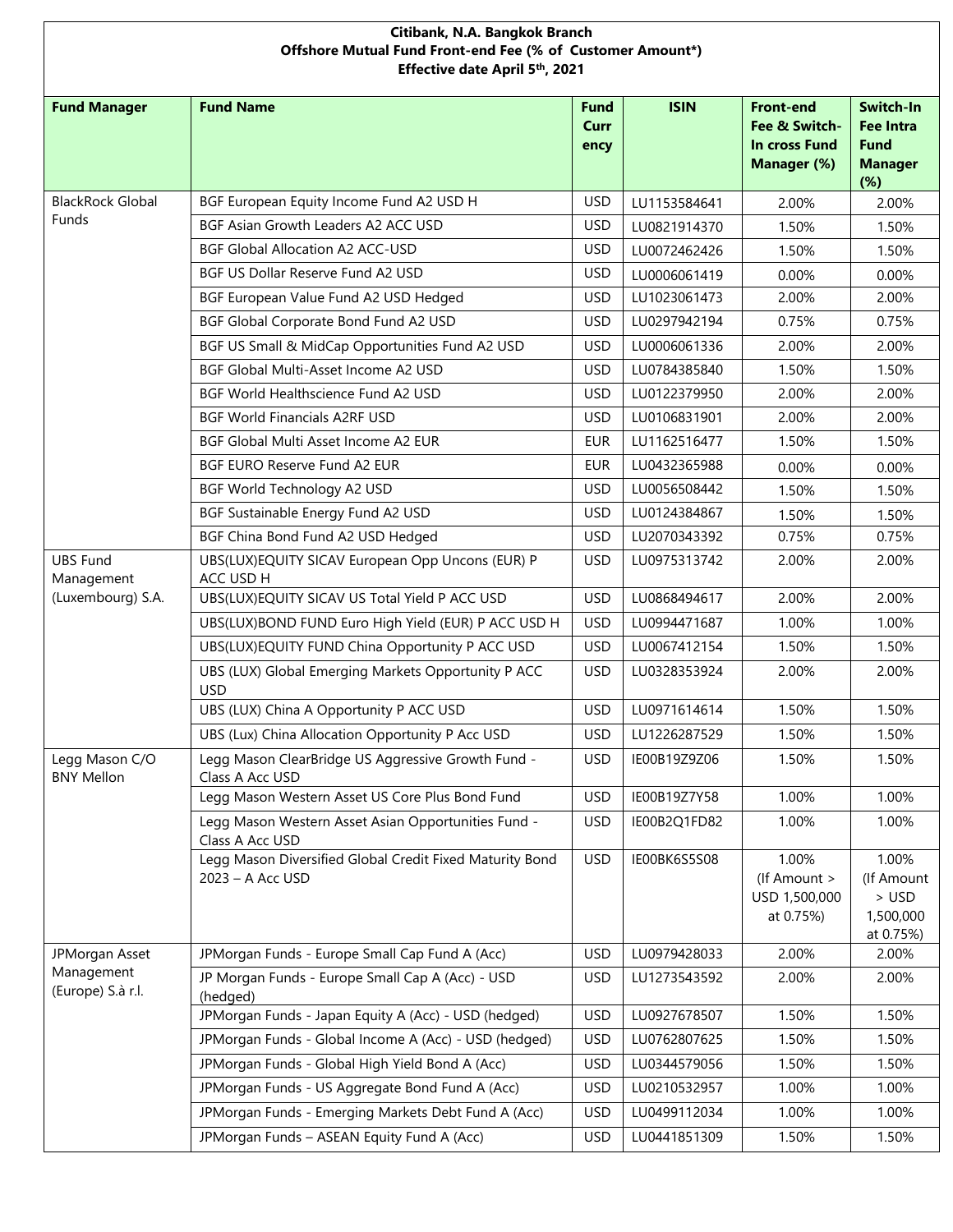**Citibank, N.A. Bangkok Branch**
**Offshore Mutual Fund Front-end Fee (% of Customer Amount*)**
**Effective date April 5th, 2021**

| Fund Manager | Fund Name | Fund Currency | ISIN | Front-end Fee & Switch-In cross Fund Manager (%) | Switch-In Fee Intra Fund Manager (%) |
|---|---|---|---|---|---|
| BlackRock Global Funds | BGF European Equity Income Fund A2 USD H | USD | LU1153584641 | 2.00% | 2.00% |
| | BGF Asian Growth Leaders A2 ACC USD | USD | LU0821914370 | 1.50% | 1.50% |
| | BGF Global Allocation A2 ACC-USD | USD | LU0072462426 | 1.50% | 1.50% |
| | BGF US Dollar Reserve Fund A2 USD | USD | LU0006061419 | 0.00% | 0.00% |
| | BGF European Value Fund A2 USD Hedged | USD | LU1023061473 | 2.00% | 2.00% |
| | BGF Global Corporate Bond Fund A2 USD | USD | LU0297942194 | 0.75% | 0.75% |
| | BGF US Small & MidCap Opportunities Fund A2 USD | USD | LU0006061336 | 2.00% | 2.00% |
| | BGF Global Multi-Asset Income A2 USD | USD | LU0784385840 | 1.50% | 1.50% |
| | BGF World Healthscience Fund A2 USD | USD | LU0122379950 | 2.00% | 2.00% |
| | BGF World Financials A2RF USD | USD | LU0106831901 | 2.00% | 2.00% |
| | BGF Global Multi Asset Income A2 EUR | EUR | LU1162516477 | 1.50% | 1.50% |
| | BGF EURO Reserve Fund A2 EUR | EUR | LU0432365988 | 0.00% | 0.00% |
| | BGF World Technology A2 USD | USD | LU0056508442 | 1.50% | 1.50% |
| | BGF Sustainable Energy Fund A2 USD | USD | LU0124384867 | 1.50% | 1.50% |
| | BGF China Bond Fund A2 USD Hedged | USD | LU2070343392 | 0.75% | 0.75% |
| UBS Fund Management (Luxembourg) S.A. | UBS(LUX)EQUITY SICAV European Opp Uncons (EUR) P ACC USD H | USD | LU0975313742 | 2.00% | 2.00% |
| | UBS(LUX)EQUITY SICAV US Total Yield P ACC USD | USD | LU0868494617 | 2.00% | 2.00% |
| | UBS(LUX)BOND FUND Euro High Yield (EUR) P ACC USD H | USD | LU0994471687 | 1.00% | 1.00% |
| | UBS(LUX)EQUITY FUND China Opportunity P ACC USD | USD | LU0067412154 | 1.50% | 1.50% |
| | UBS (LUX) Global Emerging Markets Opportunity P ACC USD | USD | LU0328353924 | 2.00% | 2.00% |
| | UBS (LUX) China A Opportunity P ACC USD | USD | LU0971614614 | 1.50% | 1.50% |
| | UBS (Lux) China Allocation Opportunity P Acc USD | USD | LU1226287529 | 1.50% | 1.50% |
| Legg Mason C/O BNY Mellon | Legg Mason ClearBridge US Aggressive Growth Fund - Class A Acc USD | USD | IE00B19Z9Z06 | 1.50% | 1.50% |
| | Legg Mason Western Asset US Core Plus Bond Fund | USD | IE00B19Z7Y58 | 1.00% | 1.00% |
| | Legg Mason Western Asset Asian Opportunities Fund - Class A Acc USD | USD | IE00B2Q1FD82 | 1.00% | 1.00% |
| | Legg Mason Diversified Global Credit Fixed Maturity Bond 2023 – A Acc USD | USD | IE00BK6S5S08 | 1.00% (If Amount > USD 1,500,000 at 0.75%) | 1.00% (If Amount > USD 1,500,000 at 0.75%) |
| JPMorgan Asset Management (Europe) S.à r.l. | JPMorgan Funds - Europe Small Cap Fund A (Acc) | USD | LU0979428033 | 2.00% | 2.00% |
| | JP Morgan Funds - Europe Small Cap A (Acc) - USD (hedged) | USD | LU1273543592 | 2.00% | 2.00% |
| | JPMorgan Funds - Japan Equity A (Acc) - USD (hedged) | USD | LU0927678507 | 1.50% | 1.50% |
| | JPMorgan Funds - Global Income A (Acc) - USD (hedged) | USD | LU0762807625 | 1.50% | 1.50% |
| | JPMorgan Funds - Global High Yield Bond A (Acc) | USD | LU0344579056 | 1.50% | 1.50% |
| | JPMorgan Funds - US Aggregate Bond Fund A (Acc) | USD | LU0210532957 | 1.00% | 1.00% |
| | JPMorgan Funds - Emerging Markets Debt Fund A (Acc) | USD | LU0499112034 | 1.00% | 1.00% |
| | JPMorgan Funds – ASEAN Equity Fund A (Acc) | USD | LU0441851309 | 1.50% | 1.50% |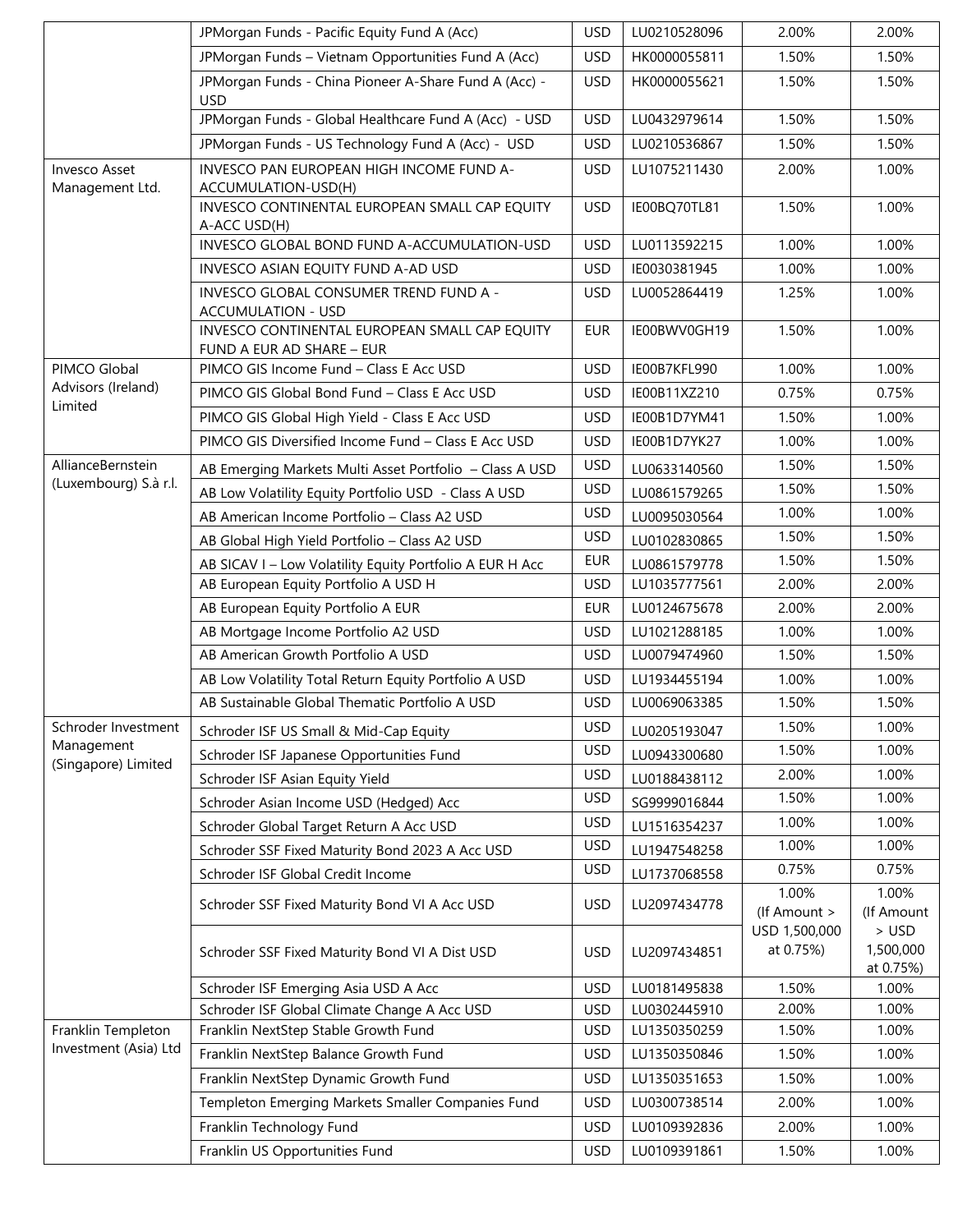| | | | | | |
|---|---|---|---|---|---|
| | JPMorgan Funds - Pacific Equity Fund A (Acc) | USD | LU0210528096 | 2.00% | 2.00% |
| | JPMorgan Funds – Vietnam Opportunities Fund A (Acc) | USD | HK0000055811 | 1.50% | 1.50% |
| | JPMorgan Funds - China Pioneer A-Share Fund A (Acc) - USD | USD | HK0000055621 | 1.50% | 1.50% |
| | JPMorgan Funds - Global Healthcare Fund A (Acc) - USD | USD | LU0432979614 | 1.50% | 1.50% |
| | JPMorgan Funds - US Technology Fund A (Acc) - USD | USD | LU0210536867 | 1.50% | 1.50% |
| Invesco Asset Management Ltd. | INVESCO PAN EUROPEAN HIGH INCOME FUND A-ACCUMULATION-USD(H) | USD | LU1075211430 | 2.00% | 1.00% |
| | INVESCO CONTINENTAL EUROPEAN SMALL CAP EQUITY A-ACC USD(H) | USD | IE00BQ70TL81 | 1.50% | 1.00% |
| | INVESCO GLOBAL BOND FUND A-ACCUMULATION-USD | USD | LU0113592215 | 1.00% | 1.00% |
| | INVESCO ASIAN EQUITY FUND A-AD USD | USD | IE0030381945 | 1.00% | 1.00% |
| | INVESCO GLOBAL CONSUMER TREND FUND A - ACCUMULATION - USD | USD | LU0052864419 | 1.25% | 1.00% |
| | INVESCO CONTINENTAL EUROPEAN SMALL CAP EQUITY FUND A EUR AD SHARE – EUR | EUR | IE00BWV0GH19 | 1.50% | 1.00% |
| PIMCO Global Advisors (Ireland) Limited | PIMCO GIS Income Fund – Class E Acc USD | USD | IE00B7KFL990 | 1.00% | 1.00% |
| | PIMCO GIS Global Bond Fund – Class E Acc USD | USD | IE00B11XZ210 | 0.75% | 0.75% |
| | PIMCO GIS Global High Yield - Class E Acc USD | USD | IE00B1D7YM41 | 1.50% | 1.00% |
| | PIMCO GIS Diversified Income Fund – Class E Acc USD | USD | IE00B1D7YK27 | 1.00% | 1.00% |
| AllianceBernstein (Luxembourg) S.à r.l. | AB Emerging Markets Multi Asset Portfolio – Class A USD | USD | LU0633140560 | 1.50% | 1.50% |
| | AB Low Volatility Equity Portfolio USD - Class A USD | USD | LU0861579265 | 1.50% | 1.50% |
| | AB American Income Portfolio – Class A2 USD | USD | LU0095030564 | 1.00% | 1.00% |
| | AB Global High Yield Portfolio – Class A2 USD | USD | LU0102830865 | 1.50% | 1.50% |
| | AB SICAV I – Low Volatility Equity Portfolio A EUR H Acc | EUR | LU0861579778 | 1.50% | 1.50% |
| | AB European Equity Portfolio A USD H | USD | LU1035777561 | 2.00% | 2.00% |
| | AB European Equity Portfolio A EUR | EUR | LU0124675678 | 2.00% | 2.00% |
| | AB Mortgage Income Portfolio A2 USD | USD | LU1021288185 | 1.00% | 1.00% |
| | AB American Growth Portfolio A USD | USD | LU0079474960 | 1.50% | 1.50% |
| | AB Low Volatility Total Return Equity Portfolio A USD | USD | LU1934455194 | 1.00% | 1.00% |
| | AB Sustainable Global Thematic Portfolio A USD | USD | LU0069063385 | 1.50% | 1.50% |
| Schroder Investment Management (Singapore) Limited | Schroder ISF US Small & Mid-Cap Equity | USD | LU0205193047 | 1.50% | 1.00% |
| | Schroder ISF Japanese Opportunities Fund | USD | LU0943300680 | 1.50% | 1.00% |
| | Schroder ISF Asian Equity Yield | USD | LU0188438112 | 2.00% | 1.00% |
| | Schroder Asian Income USD (Hedged) Acc | USD | SG9999016844 | 1.50% | 1.00% |
| | Schroder Global Target Return A Acc USD | USD | LU1516354237 | 1.00% | 1.00% |
| | Schroder SSF Fixed Maturity Bond 2023 A Acc USD | USD | LU1947548258 | 1.00% | 1.00% |
| | Schroder ISF Global Credit Income | USD | LU1737068558 | 0.75% | 0.75% |
| | Schroder SSF Fixed Maturity Bond VI A Acc USD | USD | LU2097434778 | 1.00% (If Amount > USD 1,500,000 at 0.75%) | 1.00% (If Amount > USD 1,500,000 at 0.75%) |
| | Schroder SSF Fixed Maturity Bond VI A Dist USD | USD | LU2097434851 | | |
| | Schroder ISF Emerging Asia USD A Acc | USD | LU0181495838 | 1.50% | 1.00% |
| | Schroder ISF Global Climate Change A Acc USD | USD | LU0302445910 | 2.00% | 1.00% |
| Franklin Templeton Investment (Asia) Ltd | Franklin NextStep Stable Growth Fund | USD | LU1350350259 | 1.50% | 1.00% |
| | Franklin NextStep Balance Growth Fund | USD | LU1350350846 | 1.50% | 1.00% |
| | Franklin NextStep Dynamic Growth Fund | USD | LU1350351653 | 1.50% | 1.00% |
| | Templeton Emerging Markets Smaller Companies Fund | USD | LU0300738514 | 2.00% | 1.00% |
| | Franklin Technology Fund | USD | LU0109392836 | 2.00% | 1.00% |
| | Franklin US Opportunities Fund | USD | LU0109391861 | 1.50% | 1.00% |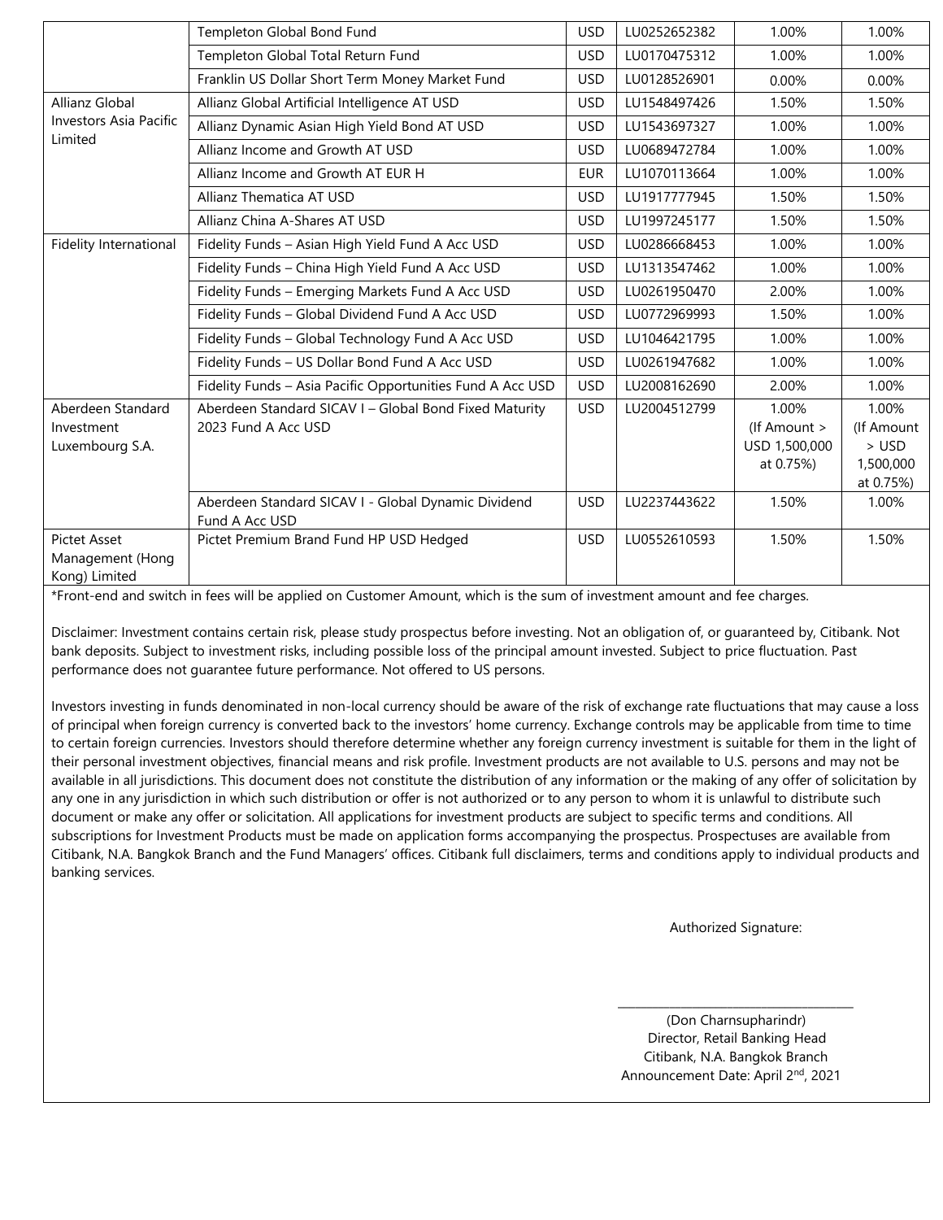| | | | | | |
|---|---|---|---|---|---|
| | Templeton Global Bond Fund | USD | LU0252652382 | 1.00% | 1.00% |
| | Templeton Global Total Return Fund | USD | LU0170475312 | 1.00% | 1.00% |
| | Franklin US Dollar Short Term Money Market Fund | USD | LU0128526901 | 0.00% | 0.00% |
| Allianz Global Investors Asia Pacific Limited | Allianz Global Artificial Intelligence AT USD | USD | LU1548497426 | 1.50% | 1.50% |
| | Allianz Dynamic Asian High Yield Bond AT USD | USD | LU1543697327 | 1.00% | 1.00% |
| | Allianz Income and Growth AT USD | USD | LU0689472784 | 1.00% | 1.00% |
| | Allianz Income and Growth AT EUR H | EUR | LU1070113664 | 1.00% | 1.00% |
| | Allianz Thematica AT USD | USD | LU1917777945 | 1.50% | 1.50% |
| | Allianz China A-Shares AT USD | USD | LU1997245177 | 1.50% | 1.50% |
| Fidelity International | Fidelity Funds – Asian High Yield Fund A Acc USD | USD | LU0286668453 | 1.00% | 1.00% |
| | Fidelity Funds – China High Yield Fund A Acc USD | USD | LU1313547462 | 1.00% | 1.00% |
| | Fidelity Funds – Emerging Markets Fund A Acc USD | USD | LU0261950470 | 2.00% | 1.00% |
| | Fidelity Funds – Global Dividend Fund A Acc USD | USD | LU0772969993 | 1.50% | 1.00% |
| | Fidelity Funds – Global Technology Fund A Acc USD | USD | LU1046421795 | 1.00% | 1.00% |
| | Fidelity Funds – US Dollar Bond Fund A Acc USD | USD | LU0261947682 | 1.00% | 1.00% |
| | Fidelity Funds – Asia Pacific Opportunities Fund A Acc USD | USD | LU2008162690 | 2.00% | 1.00% |
| Aberdeen Standard Investment Luxembourg S.A. | Aberdeen Standard SICAV I – Global Bond Fixed Maturity 2023 Fund A Acc USD | USD | LU2004512799 | 1.00% (If Amount > USD 1,500,000 at 0.75%) | 1.00% (If Amount > USD 1,500,000 at 0.75%) |
| | Aberdeen Standard SICAV I - Global Dynamic Dividend Fund A Acc USD | USD | LU2237443622 | 1.50% | 1.00% |
| Pictet Asset Management (Hong Kong) Limited | Pictet Premium Brand Fund HP USD Hedged | USD | LU0552610593 | 1.50% | 1.50% |

*Front-end and switch in fees will be applied on Customer Amount, which is the sum of investment amount and fee charges.

Disclaimer: Investment contains certain risk, please study prospectus before investing. Not an obligation of, or guaranteed by, Citibank. Not bank deposits. Subject to investment risks, including possible loss of the principal amount invested. Subject to price fluctuation. Past performance does not guarantee future performance. Not offered to US persons.

Investors investing in funds denominated in non-local currency should be aware of the risk of exchange rate fluctuations that may cause a loss of principal when foreign currency is converted back to the investors' home currency. Exchange controls may be applicable from time to time to certain foreign currencies. Investors should therefore determine whether any foreign currency investment is suitable for them in the light of their personal investment objectives, financial means and risk profile. Investment products are not available to U.S. persons and may not be available in all jurisdictions. This document does not constitute the distribution of any information or the making of any offer of solicitation by any one in any jurisdiction in which such distribution or offer is not authorized or to any person to whom it is unlawful to distribute such document or make any offer or solicitation. All applications for investment products are subject to specific terms and conditions. All subscriptions for Investment Products must be made on application forms accompanying the prospectus. Prospectuses are available from Citibank, N.A. Bangkok Branch and the Fund Managers' offices. Citibank full disclaimers, terms and conditions apply to individual products and banking services.

Authorized Signature:

\_\_\_\_\_\_\_\_\_\_\_\_\_\_\_\_\_\_\_\_\_\_\_\_\_\_\_\_\_\_\_\_\_\_\_\_

(Don Charnsupharindr)
Director, Retail Banking Head
Citibank, N.A. Bangkok Branch
Announcement Date: April 2nd, 2021